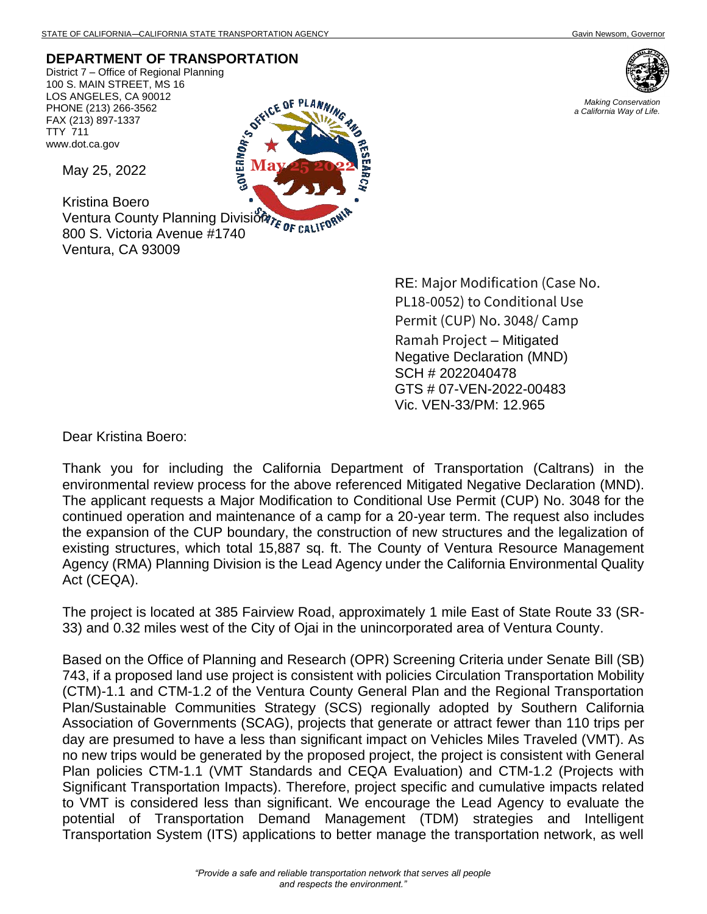STATE OF CALIFORNIA—CALIFORNIA STATE TRANSPORTATION AGENCY Gavin Newsom, Governor

**DEPARTMENT OF TRANSPORTATION**
District 7 – Office of Regional Planning
100 S. MAIN STREET, MS 16
LOS ANGELES, CA 90012
PHONE (213) 266-3562
FAX (213) 897-1337
TTY 711
www.dot.ca.gov

*Making Conservation a California Way of Life.*

May 25, 2022

Kristina Boero
Ventura County Planning Division
800 S. Victoria Avenue #1740
Ventura, CA 93009

RE: Major Modification (Case No. PL18-0052) to Conditional Use Permit (CUP) No. 3048/ Camp Ramah Project – Mitigated Negative Declaration (MND)
SCH # 2022040478
GTS # 07-VEN-2022-00483
Vic. VEN-33/PM: 12.965

Dear Kristina Boero:

Thank you for including the California Department of Transportation (Caltrans) in the environmental review process for the above referenced Mitigated Negative Declaration (MND). The applicant requests a Major Modification to Conditional Use Permit (CUP) No. 3048 for the continued operation and maintenance of a camp for a 20-year term. The request also includes the expansion of the CUP boundary, the construction of new structures and the legalization of existing structures, which total 15,887 sq. ft. The County of Ventura Resource Management Agency (RMA) Planning Division is the Lead Agency under the California Environmental Quality Act (CEQA).

The project is located at 385 Fairview Road, approximately 1 mile East of State Route 33 (SR-33) and 0.32 miles west of the City of Ojai in the unincorporated area of Ventura County.

Based on the Office of Planning and Research (OPR) Screening Criteria under Senate Bill (SB) 743, if a proposed land use project is consistent with policies Circulation Transportation Mobility (CTM)-1.1 and CTM-1.2 of the Ventura County General Plan and the Regional Transportation Plan/Sustainable Communities Strategy (SCS) regionally adopted by Southern California Association of Governments (SCAG), projects that generate or attract fewer than 110 trips per day are presumed to have a less than significant impact on Vehicles Miles Traveled (VMT). As no new trips would be generated by the proposed project, the project is consistent with General Plan policies CTM-1.1 (VMT Standards and CEQA Evaluation) and CTM-1.2 (Projects with Significant Transportation Impacts). Therefore, project specific and cumulative impacts related to VMT is considered less than significant. We encourage the Lead Agency to evaluate the potential of Transportation Demand Management (TDM) strategies and Intelligent Transportation System (ITS) applications to better manage the transportation network, as well

*"Provide a safe and reliable transportation network that serves all people and respects the environment."*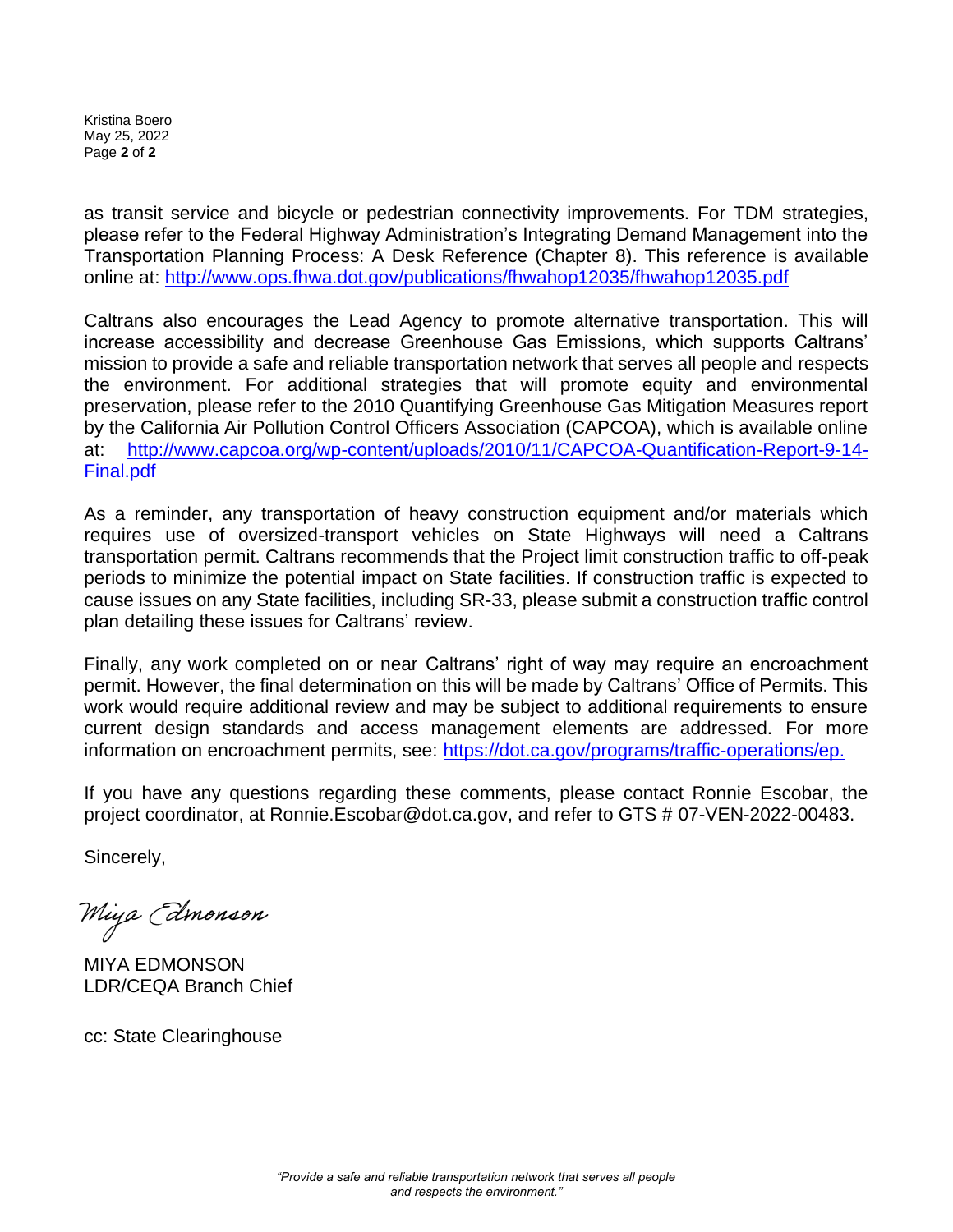as transit service and bicycle or pedestrian connectivity improvements. For TDM strategies, please refer to the Federal Highway Administration's Integrating Demand Management into the Transportation Planning Process: A Desk Reference (Chapter 8). This reference is available online at: http://www.ops.fhwa.dot.gov/publications/fhwahop12035/fhwahop12035.pdf

Caltrans also encourages the Lead Agency to promote alternative transportation. This will increase accessibility and decrease Greenhouse Gas Emissions, which supports Caltrans' mission to provide a safe and reliable transportation network that serves all people and respects the environment. For additional strategies that will promote equity and environmental preservation, please refer to the 2010 Quantifying Greenhouse Gas Mitigation Measures report by the California Air Pollution Control Officers Association (CAPCOA), which is available online at: http://www.capcoa.org/wp-content/uploads/2010/11/CAPCOA-Quantification-Report-9-14-Final.pdf

As a reminder, any transportation of heavy construction equipment and/or materials which requires use of oversized-transport vehicles on State Highways will need a Caltrans transportation permit. Caltrans recommends that the Project limit construction traffic to off-peak periods to minimize the potential impact on State facilities. If construction traffic is expected to cause issues on any State facilities, including SR-33, please submit a construction traffic control plan detailing these issues for Caltrans' review.

Finally, any work completed on or near Caltrans' right of way may require an encroachment permit. However, the final determination on this will be made by Caltrans' Office of Permits. This work would require additional review and may be subject to additional requirements to ensure current design standards and access management elements are addressed. For more information on encroachment permits, see: https://dot.ca.gov/programs/traffic-operations/ep.

If you have any questions regarding these comments, please contact Ronnie Escobar, the project coordinator, at Ronnie.Escobar@dot.ca.gov, and refer to GTS # 07-VEN-2022-00483.

Sincerely,

*Miya Edmonson*

MIYA EDMONSON
LDR/CEQA Branch Chief

cc: State Clearinghouse

*"Provide a safe and reliable transportation network that serves all people and respects the environment."*